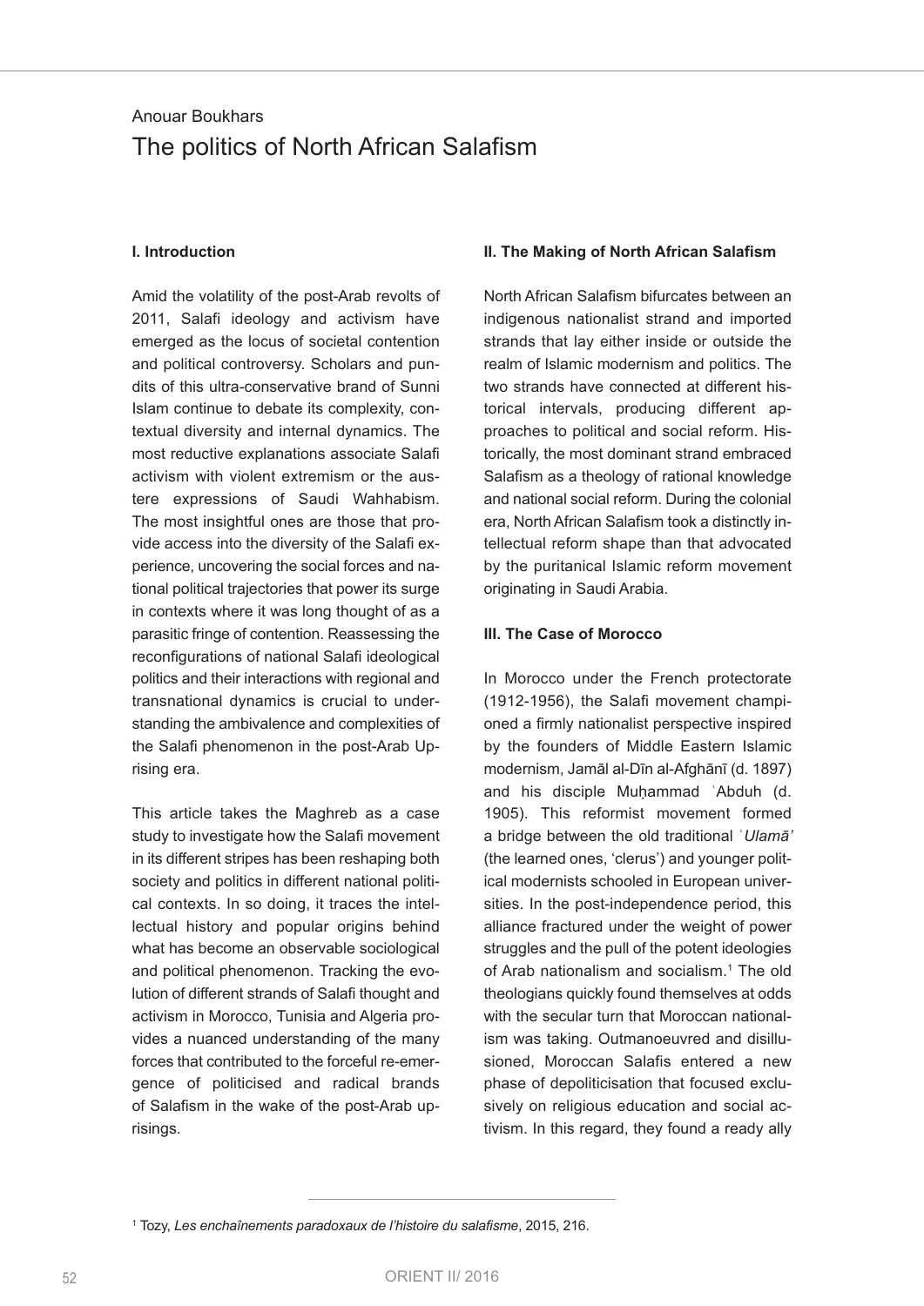Anouar Boukhars

# The politics of North African Salafism

## I. Introduction

Amid the volatility of the post-Arab revolts of 2011, Salafi ideology and activism have emerged as the locus of societal contention and political controversy. Scholars and pundits of this ultra-conservative brand of Sunni Islam continue to debate its complexity, contextual diversity and internal dynamics. The most reductive explanations associate Salafi activism with violent extremism or the austere expressions of Saudi Wahhabism. The most insightful ones are those that provide access into the diversity of the Salafi experience, uncovering the social forces and national political trajectories that power its surge in contexts where it was long thought of as a parasitic fringe of contention. Reassessing the reconfigurations of national Salafi ideological politics and their interactions with regional and transnational dynamics is crucial to understanding the ambivalence and complexities of the Salafi phenomenon in the post-Arab Uprising era.

This article takes the Maghreb as a case study to investigate how the Salafi movement in its different stripes has been reshaping both society and politics in different national political contexts. In so doing, it traces the intellectual history and popular origins behind what has become an observable sociological and political phenomenon. Tracking the evolution of different strands of Salafi thought and activism in Morocco, Tunisia and Algeria provides a nuanced understanding of the many forces that contributed to the forceful re-emergence of politicised and radical brands of Salafism in the wake of the post-Arab uprisings.

## II. The Making of North African Salafism

North African Salafism bifurcates between an indigenous nationalist strand and imported strands that lay either inside or outside the realm of Islamic modernism and politics. The two strands have connected at different historical intervals, producing different approaches to political and social reform. Historically, the most dominant strand embraced Salafism as a theology of rational knowledge and national social reform. During the colonial era, North African Salafism took a distinctly intellectual reform shape than that advocated by the puritanical Islamic reform movement originating in Saudi Arabia.

## III. The Case of Morocco

In Morocco under the French protectorate (1912-1956), the Salafi movement championed a firmly nationalist perspective inspired by the founders of Middle Eastern Islamic modernism, Jamāl al-Dīn al-Afghānī (d. 1897) and his disciple Muḥammad ʿAbduh (d. 1905). This reformist movement formed a bridge between the old traditional *ʿUlamā'* (the learned ones, 'clerus') and younger political modernists schooled in European universities. In the post-independence period, this alliance fractured under the weight of power struggles and the pull of the potent ideologies of Arab nationalism and socialism.[1] The old theologians quickly found themselves at odds with the secular turn that Moroccan nationalism was taking. Outmanoeuvred and disillusioned, Moroccan Salafis entered a new phase of depoliticisation that focused exclusively on religious education and social activism. In this regard, they found a ready ally

---

[1] Tozy, *Les enchaînements paradoxaux de l'histoire du salafisme*, 2015, 216.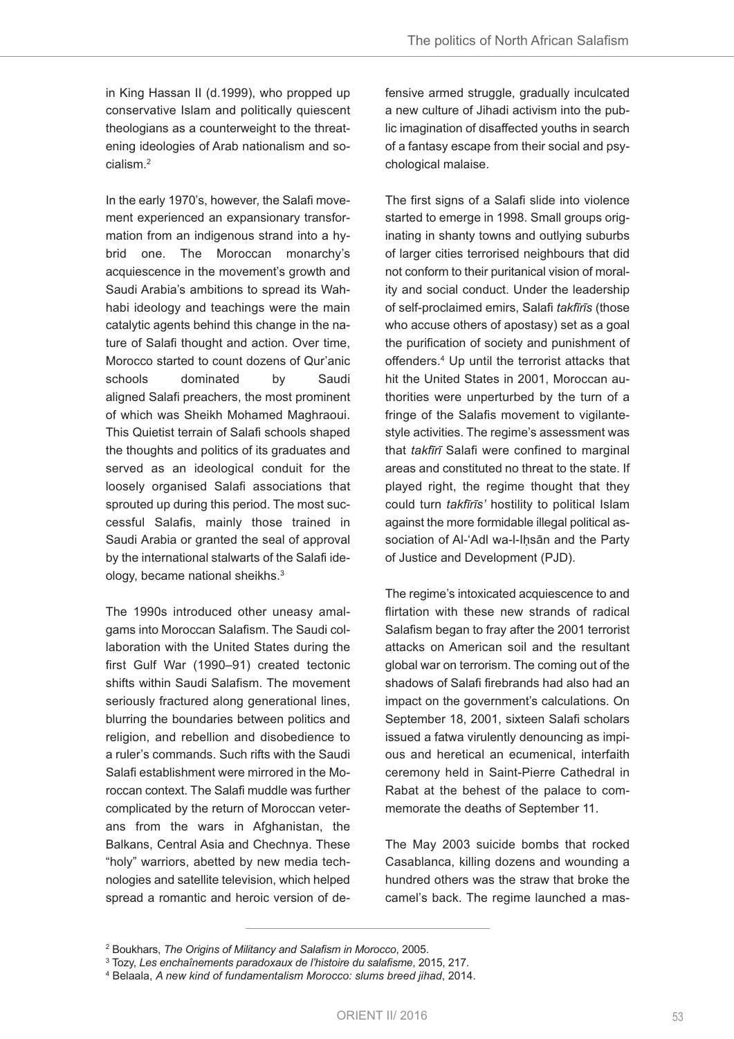in King Hassan II (d.1999), who propped up conservative Islam and politically quiescent theologians as a counterweight to the threatening ideologies of Arab nationalism and socialism.[2]

In the early 1970's, however, the Salafi movement experienced an expansionary transformation from an indigenous strand into a hybrid one. The Moroccan monarchy's acquiescence in the movement's growth and Saudi Arabia's ambitions to spread its Wahhabi ideology and teachings were the main catalytic agents behind this change in the nature of Salafi thought and action. Over time, Morocco started to count dozens of Qur'anic schools dominated by Saudi aligned Salafi preachers, the most prominent of which was Sheikh Mohamed Maghraoui. This Quietist terrain of Salafi schools shaped the thoughts and politics of its graduates and served as an ideological conduit for the loosely organised Salafi associations that sprouted up during this period. The most successful Salafis, mainly those trained in Saudi Arabia or granted the seal of approval by the international stalwarts of the Salafi ideology, became national sheikhs.[3]

The 1990s introduced other uneasy amalgams into Moroccan Salafism. The Saudi collaboration with the United States during the first Gulf War (1990–91) created tectonic shifts within Saudi Salafism. The movement seriously fractured along generational lines, blurring the boundaries between politics and religion, and rebellion and disobedience to a ruler's commands. Such rifts with the Saudi Salafi establishment were mirrored in the Moroccan context. The Salafi muddle was further complicated by the return of Moroccan veterans from the wars in Afghanistan, the Balkans, Central Asia and Chechnya. These "holy" warriors, abetted by new media technologies and satellite television, which helped spread a romantic and heroic version of defensive armed struggle, gradually inculcated a new culture of Jihadi activism into the public imagination of disaffected youths in search of a fantasy escape from their social and psychological malaise.

The first signs of a Salafi slide into violence started to emerge in 1998. Small groups originating in shanty towns and outlying suburbs of larger cities terrorised neighbours that did not conform to their puritanical vision of morality and social conduct. Under the leadership of self-proclaimed emirs, Salafi *takfīrīs* (those who accuse others of apostasy) set as a goal the purification of society and punishment of offenders.[4] Up until the terrorist attacks that hit the United States in 2001, Moroccan authorities were unperturbed by the turn of a fringe of the Salafis movement to vigilante-style activities. The regime's assessment was that *takfīrī* Salafi were confined to marginal areas and constituted no threat to the state. If played right, the regime thought that they could turn *takfīrīs'* hostility to political Islam against the more formidable illegal political association of Al-'Adl wa-l-Iḥsān and the Party of Justice and Development (PJD).

The regime's intoxicated acquiescence to and flirtation with these new strands of radical Salafism began to fray after the 2001 terrorist attacks on American soil and the resultant global war on terrorism. The coming out of the shadows of Salafi firebrands had also had an impact on the government's calculations. On September 18, 2001, sixteen Salafi scholars issued a fatwa virulently denouncing as impious and heretical an ecumenical, interfaith ceremony held in Saint-Pierre Cathedral in Rabat at the behest of the palace to commemorate the deaths of September 11.

The May 2003 suicide bombs that rocked Casablanca, killing dozens and wounding a hundred others was the straw that broke the camel's back. The regime launched a mas-

[2] Boukhars, *The Origins of Militancy and Salafism in Morocco*, 2005.

[3] Tozy, *Les enchaînements paradoxaux de l'histoire du salafisme*, 2015, 217.

[4] Belaala, *A new kind of fundamentalism Morocco: slums breed jihad*, 2014.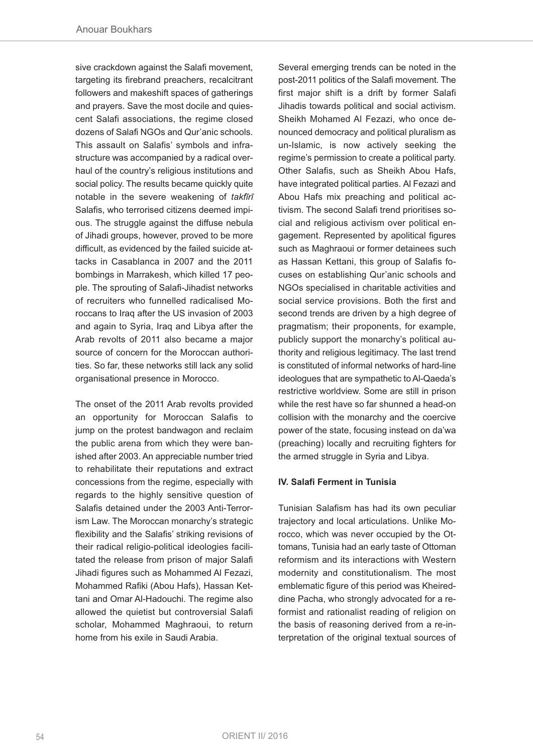sive crackdown against the Salafi movement, targeting its firebrand preachers, recalcitrant followers and makeshift spaces of gatherings and prayers. Save the most docile and quiescent Salafi associations, the regime closed dozens of Salafi NGOs and Qur'anic schools. This assault on Salafis' symbols and infrastructure was accompanied by a radical overhaul of the country's religious institutions and social policy. The results became quickly quite notable in the severe weakening of *takfīrī* Salafis, who terrorised citizens deemed impious. The struggle against the diffuse nebula of Jihadi groups, however, proved to be more difficult, as evidenced by the failed suicide attacks in Casablanca in 2007 and the 2011 bombings in Marrakesh, which killed 17 people. The sprouting of Salafi-Jihadist networks of recruiters who funnelled radicalised Moroccans to Iraq after the US invasion of 2003 and again to Syria, Iraq and Libya after the Arab revolts of 2011 also became a major source of concern for the Moroccan authorities. So far, these networks still lack any solid organisational presence in Morocco.

The onset of the 2011 Arab revolts provided an opportunity for Moroccan Salafis to jump on the protest bandwagon and reclaim the public arena from which they were banished after 2003. An appreciable number tried to rehabilitate their reputations and extract concessions from the regime, especially with regards to the highly sensitive question of Salafis detained under the 2003 Anti-Terrorism Law. The Moroccan monarchy's strategic flexibility and the Salafis' striking revisions of their radical religio-political ideologies facilitated the release from prison of major Salafi Jihadi figures such as Mohammed Al Fezazi, Mohammed Rafiki (Abou Hafs), Hassan Kettani and Omar Al-Hadouchi. The regime also allowed the quietist but controversial Salafi scholar, Mohammed Maghraoui, to return home from his exile in Saudi Arabia.

Several emerging trends can be noted in the post-2011 politics of the Salafi movement. The first major shift is a drift by former Salafi Jihadis towards political and social activism. Sheikh Mohamed Al Fezazi, who once denounced democracy and political pluralism as un-Islamic, is now actively seeking the regime's permission to create a political party. Other Salafis, such as Sheikh Abou Hafs, have integrated political parties. Al Fezazi and Abou Hafs mix preaching and political activism. The second Salafi trend prioritises social and religious activism over political engagement. Represented by apolitical figures such as Maghraoui or former detainees such as Hassan Kettani, this group of Salafis focuses on establishing Qur'anic schools and NGOs specialised in charitable activities and social service provisions. Both the first and second trends are driven by a high degree of pragmatism; their proponents, for example, publicly support the monarchy's political authority and religious legitimacy. The last trend is constituted of informal networks of hard-line ideologues that are sympathetic to Al-Qaeda's restrictive worldview. Some are still in prison while the rest have so far shunned a head-on collision with the monarchy and the coercive power of the state, focusing instead on da'wa (preaching) locally and recruiting fighters for the armed struggle in Syria and Libya.

**IV. Salafi Ferment in Tunisia**

Tunisian Salafism has had its own peculiar trajectory and local articulations. Unlike Morocco, which was never occupied by the Ottomans, Tunisia had an early taste of Ottoman reformism and its interactions with Western modernity and constitutionalism. The most emblematic figure of this period was Kheireddine Pacha, who strongly advocated for a reformist and rationalist reading of religion on the basis of reasoning derived from a re-interpretation of the original textual sources of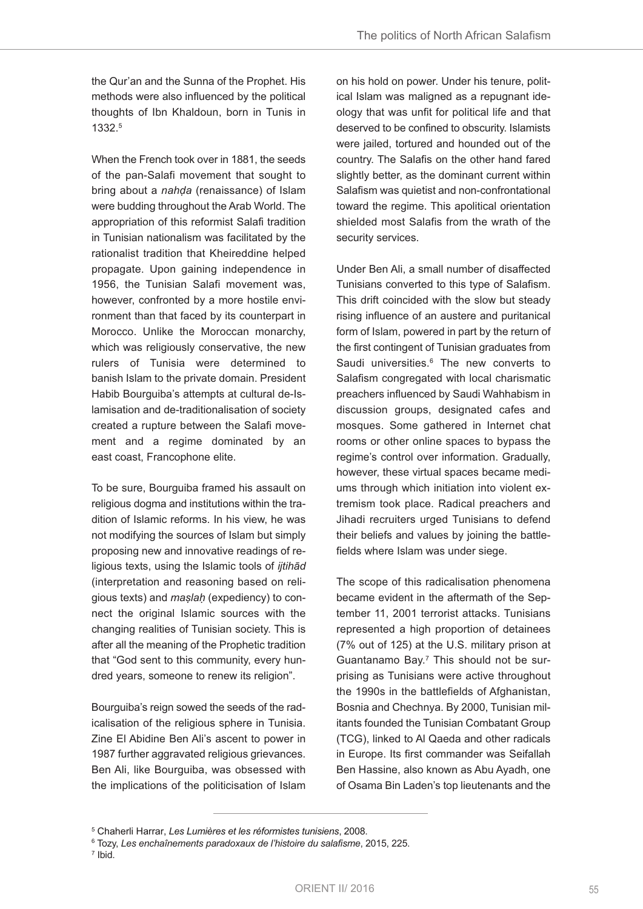the Qur'an and the Sunna of the Prophet. His methods were also influenced by the political thoughts of Ibn Khaldoun, born in Tunis in 1332.[5]

When the French took over in 1881, the seeds of the pan-Salafi movement that sought to bring about a *nahḍa* (renaissance) of Islam were budding throughout the Arab World. The appropriation of this reformist Salafi tradition in Tunisian nationalism was facilitated by the rationalist tradition that Kheireddine helped propagate. Upon gaining independence in 1956, the Tunisian Salafi movement was, however, confronted by a more hostile environment than that faced by its counterpart in Morocco. Unlike the Moroccan monarchy, which was religiously conservative, the new rulers of Tunisia were determined to banish Islam to the private domain. President Habib Bourguiba's attempts at cultural de-Islamisation and de-traditionalisation of society created a rupture between the Salafi movement and a regime dominated by an east coast, Francophone elite.

To be sure, Bourguiba framed his assault on religious dogma and institutions within the tradition of Islamic reforms. In his view, he was not modifying the sources of Islam but simply proposing new and innovative readings of religious texts, using the Islamic tools of *ijtihād* (interpretation and reasoning based on religious texts) and *maṣlaḥ* (expediency) to connect the original Islamic sources with the changing realities of Tunisian society. This is after all the meaning of the Prophetic tradition that "God sent to this community, every hundred years, someone to renew its religion".

Bourguiba's reign sowed the seeds of the radicalisation of the religious sphere in Tunisia. Zine El Abidine Ben Ali's ascent to power in 1987 further aggravated religious grievances. Ben Ali, like Bourguiba, was obsessed with the implications of the politicisation of Islam on his hold on power. Under his tenure, political Islam was maligned as a repugnant ideology that was unfit for political life and that deserved to be confined to obscurity. Islamists were jailed, tortured and hounded out of the country. The Salafis on the other hand fared slightly better, as the dominant current within Salafism was quietist and non-confrontational toward the regime. This apolitical orientation shielded most Salafis from the wrath of the security services.

Under Ben Ali, a small number of disaffected Tunisians converted to this type of Salafism. This drift coincided with the slow but steady rising influence of an austere and puritanical form of Islam, powered in part by the return of the first contingent of Tunisian graduates from Saudi universities.[6] The new converts to Salafism congregated with local charismatic preachers influenced by Saudi Wahhabism in discussion groups, designated cafes and mosques. Some gathered in Internet chat rooms or other online spaces to bypass the regime's control over information. Gradually, however, these virtual spaces became mediums through which initiation into violent extremism took place. Radical preachers and Jihadi recruiters urged Tunisians to defend their beliefs and values by joining the battlefields where Islam was under siege.

The scope of this radicalisation phenomena became evident in the aftermath of the September 11, 2001 terrorist attacks. Tunisians represented a high proportion of detainees (7% out of 125) at the U.S. military prison at Guantanamo Bay.[7] This should not be surprising as Tunisians were active throughout the 1990s in the battlefields of Afghanistan, Bosnia and Chechnya. By 2000, Tunisian militants founded the Tunisian Combatant Group (TCG), linked to Al Qaeda and other radicals in Europe. Its first commander was Seifallah Ben Hassine, also known as Abu Ayadh, one of Osama Bin Laden's top lieutenants and the

---

[5] Chaherli Harrar, *Les Lumières et les réformistes tunisiens*, 2008.

[6] Tozy, *Les enchaînements paradoxaux de l'histoire du salafisme*, 2015, 225.

[7] Ibid.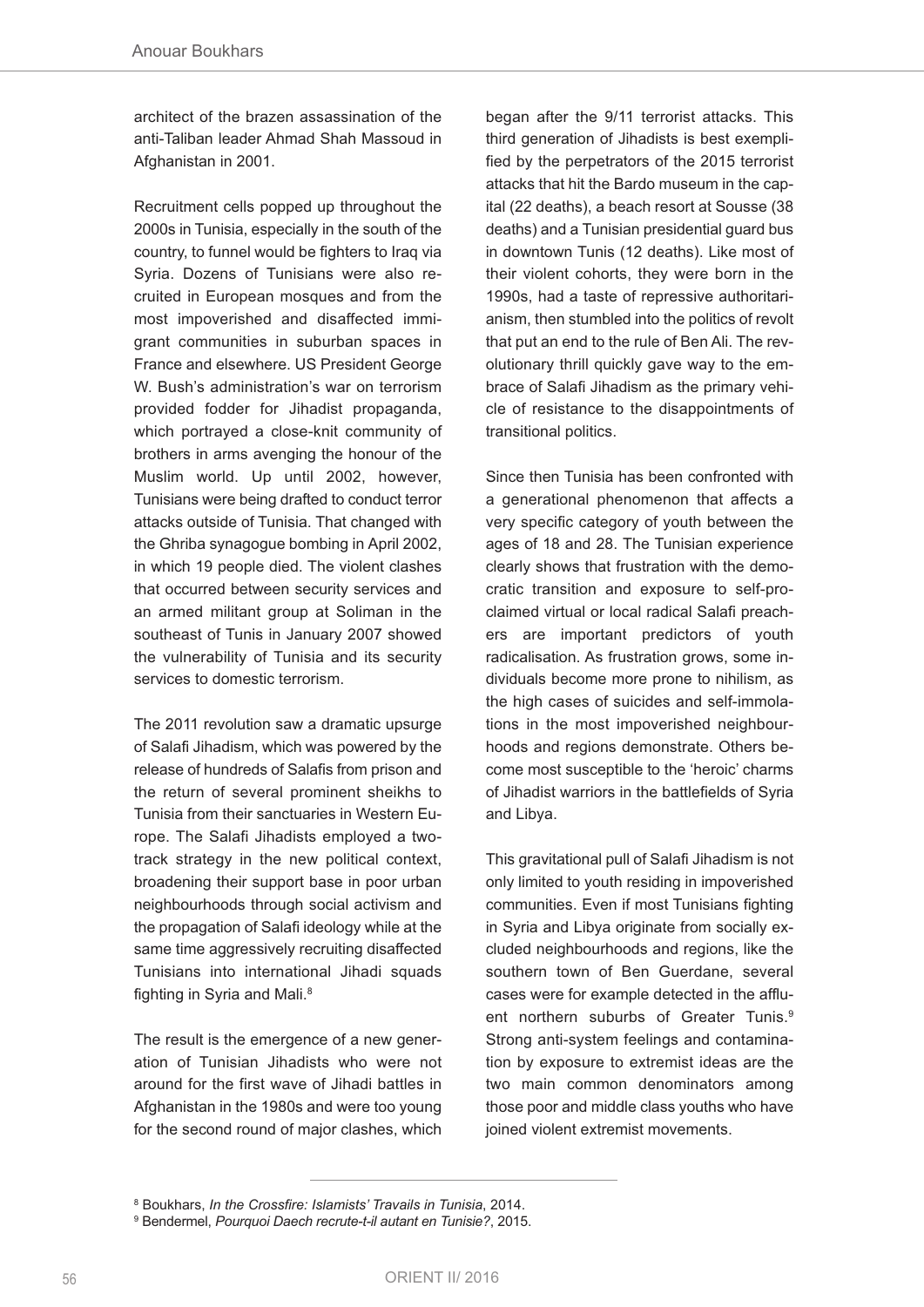architect of the brazen assassination of the anti-Taliban leader Ahmad Shah Massoud in Afghanistan in 2001.

Recruitment cells popped up throughout the 2000s in Tunisia, especially in the south of the country, to funnel would be fighters to Iraq via Syria. Dozens of Tunisians were also recruited in European mosques and from the most impoverished and disaffected immigrant communities in suburban spaces in France and elsewhere. US President George W. Bush's administration's war on terrorism provided fodder for Jihadist propaganda, which portrayed a close-knit community of brothers in arms avenging the honour of the Muslim world. Up until 2002, however, Tunisians were being drafted to conduct terror attacks outside of Tunisia. That changed with the Ghriba synagogue bombing in April 2002, in which 19 people died. The violent clashes that occurred between security services and an armed militant group at Soliman in the southeast of Tunis in January 2007 showed the vulnerability of Tunisia and its security services to domestic terrorism.

The 2011 revolution saw a dramatic upsurge of Salafi Jihadism, which was powered by the release of hundreds of Salafis from prison and the return of several prominent sheikhs to Tunisia from their sanctuaries in Western Europe. The Salafi Jihadists employed a two-track strategy in the new political context, broadening their support base in poor urban neighbourhoods through social activism and the propagation of Salafi ideology while at the same time aggressively recruiting disaffected Tunisians into international Jihadi squads fighting in Syria and Mali.[8]

The result is the emergence of a new generation of Tunisian Jihadists who were not around for the first wave of Jihadi battles in Afghanistan in the 1980s and were too young for the second round of major clashes, which began after the 9/11 terrorist attacks. This third generation of Jihadists is best exemplified by the perpetrators of the 2015 terrorist attacks that hit the Bardo museum in the capital (22 deaths), a beach resort at Sousse (38 deaths) and a Tunisian presidential guard bus in downtown Tunis (12 deaths). Like most of their violent cohorts, they were born in the 1990s, had a taste of repressive authoritarianism, then stumbled into the politics of revolt that put an end to the rule of Ben Ali. The revolutionary thrill quickly gave way to the embrace of Salafi Jihadism as the primary vehicle of resistance to the disappointments of transitional politics.

Since then Tunisia has been confronted with a generational phenomenon that affects a very specific category of youth between the ages of 18 and 28. The Tunisian experience clearly shows that frustration with the democratic transition and exposure to self-proclaimed virtual or local radical Salafi preachers are important predictors of youth radicalisation. As frustration grows, some individuals become more prone to nihilism, as the high cases of suicides and self-immolations in the most impoverished neighbourhoods and regions demonstrate. Others become most susceptible to the 'heroic' charms of Jihadist warriors in the battlefields of Syria and Libya.

This gravitational pull of Salafi Jihadism is not only limited to youth residing in impoverished communities. Even if most Tunisians fighting in Syria and Libya originate from socially excluded neighbourhoods and regions, like the southern town of Ben Guerdane, several cases were for example detected in the affluent northern suburbs of Greater Tunis.[9] Strong anti-system feelings and contamination by exposure to extremist ideas are the two main common denominators among those poor and middle class youths who have joined violent extremist movements.

---

[8] Boukhars, *In the Crossfire: Islamists' Travails in Tunisia*, 2014.

[9] Bendermel, *Pourquoi Daech recrute-t-il autant en Tunisie?*, 2015.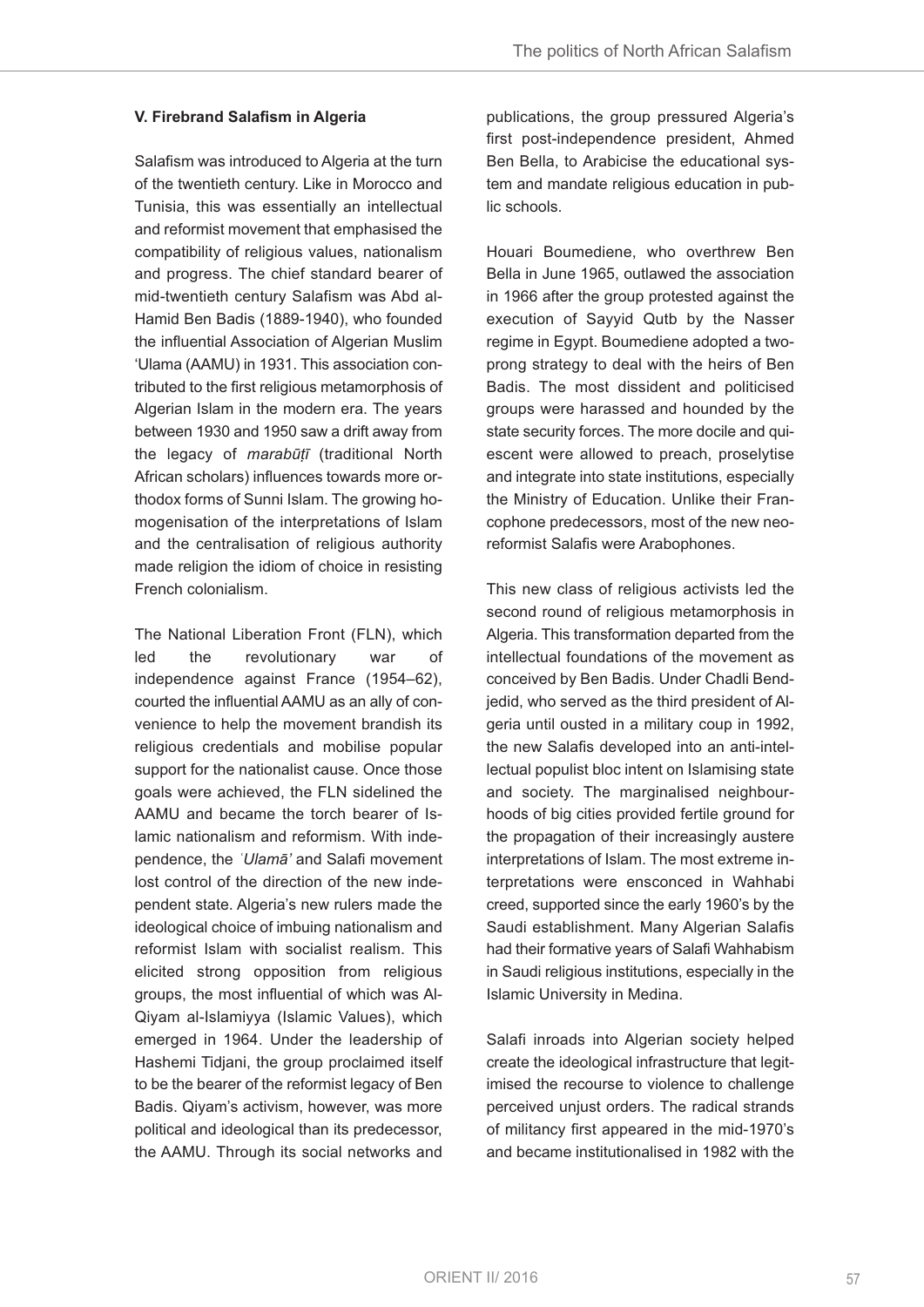### V. Firebrand Salafism in Algeria

Salafism was introduced to Algeria at the turn of the twentieth century. Like in Morocco and Tunisia, this was essentially an intellectual and reformist movement that emphasised the compatibility of religious values, nationalism and progress. The chief standard bearer of mid-twentieth century Salafism was Abd al-Hamid Ben Badis (1889-1940), who founded the influential Association of Algerian Muslim 'Ulama (AAMU) in 1931. This association contributed to the first religious metamorphosis of Algerian Islam in the modern era. The years between 1930 and 1950 saw a drift away from the legacy of *marabūṭī* (traditional North African scholars) influences towards more orthodox forms of Sunni Islam. The growing homogenisation of the interpretations of Islam and the centralisation of religious authority made religion the idiom of choice in resisting French colonialism.

The National Liberation Front (FLN), which led the revolutionary war of independence against France (1954–62), courted the influential AAMU as an ally of convenience to help the movement brandish its religious credentials and mobilise popular support for the nationalist cause. Once those goals were achieved, the FLN sidelined the AAMU and became the torch bearer of Islamic nationalism and reformism. With independence, the *ʿUlamā'* and Salafi movement lost control of the direction of the new independent state. Algeria's new rulers made the ideological choice of imbuing nationalism and reformist Islam with socialist realism. This elicited strong opposition from religious groups, the most influential of which was Al-Qiyam al-Islamiyya (Islamic Values), which emerged in 1964. Under the leadership of Hashemi Tidjani, the group proclaimed itself to be the bearer of the reformist legacy of Ben Badis. Qiyam's activism, however, was more political and ideological than its predecessor, the AAMU. Through its social networks and publications, the group pressured Algeria's first post-independence president, Ahmed Ben Bella, to Arabicise the educational system and mandate religious education in public schools.

Houari Boumediene, who overthrew Ben Bella in June 1965, outlawed the association in 1966 after the group protested against the execution of Sayyid Qutb by the Nasser regime in Egypt. Boumediene adopted a two-prong strategy to deal with the heirs of Ben Badis. The most dissident and politicised groups were harassed and hounded by the state security forces. The more docile and quiescent were allowed to preach, proselytise and integrate into state institutions, especially the Ministry of Education. Unlike their Francophone predecessors, most of the new neo-reformist Salafis were Arabophones.

This new class of religious activists led the second round of religious metamorphosis in Algeria. This transformation departed from the intellectual foundations of the movement as conceived by Ben Badis. Under Chadli Bendjedid, who served as the third president of Algeria until ousted in a military coup in 1992, the new Salafis developed into an anti-intellectual populist bloc intent on Islamising state and society. The marginalised neighbourhoods of big cities provided fertile ground for the propagation of their increasingly austere interpretations of Islam. The most extreme interpretations were ensconced in Wahhabi creed, supported since the early 1960's by the Saudi establishment. Many Algerian Salafis had their formative years of Salafi Wahhabism in Saudi religious institutions, especially in the Islamic University in Medina.

Salafi inroads into Algerian society helped create the ideological infrastructure that legitimised the recourse to violence to challenge perceived unjust orders. The radical strands of militancy first appeared in the mid-1970's and became institutionalised in 1982 with the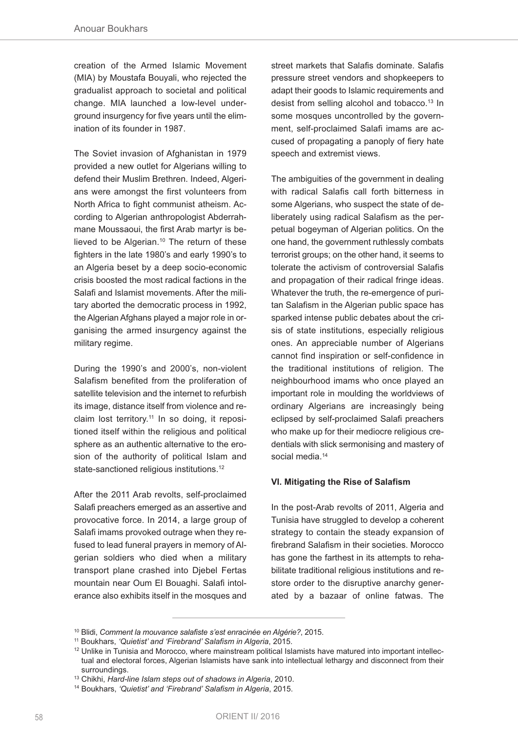creation of the Armed Islamic Movement (MIA) by Moustafa Bouyali, who rejected the gradualist approach to societal and political change. MIA launched a low-level underground insurgency for five years until the elimination of its founder in 1987.

The Soviet invasion of Afghanistan in 1979 provided a new outlet for Algerians willing to defend their Muslim Brethren. Indeed, Algerians were amongst the first volunteers from North Africa to fight communist atheism. According to Algerian anthropologist Abderrahmane Moussaoui, the first Arab martyr is believed to be Algerian.[10] The return of these fighters in the late 1980's and early 1990's to an Algeria beset by a deep socio-economic crisis boosted the most radical factions in the Salafi and Islamist movements. After the military aborted the democratic process in 1992, the Algerian Afghans played a major role in organising the armed insurgency against the military regime.

During the 1990's and 2000's, non-violent Salafism benefited from the proliferation of satellite television and the internet to refurbish its image, distance itself from violence and reclaim lost territory.[11] In so doing, it repositioned itself within the religious and political sphere as an authentic alternative to the erosion of the authority of political Islam and state-sanctioned religious institutions.[12]

After the 2011 Arab revolts, self-proclaimed Salafi preachers emerged as an assertive and provocative force. In 2014, a large group of Salafi imams provoked outrage when they refused to lead funeral prayers in memory of Algerian soldiers who died when a military transport plane crashed into Djebel Fertas mountain near Oum El Bouaghi. Salafi intolerance also exhibits itself in the mosques and street markets that Salafis dominate. Salafis pressure street vendors and shopkeepers to adapt their goods to Islamic requirements and desist from selling alcohol and tobacco.[13] In some mosques uncontrolled by the government, self-proclaimed Salafi imams are accused of propagating a panoply of fiery hate speech and extremist views.

The ambiguities of the government in dealing with radical Salafis call forth bitterness in some Algerians, who suspect the state of deliberately using radical Salafism as the perpetual bogeyman of Algerian politics. On the one hand, the government ruthlessly combats terrorist groups; on the other hand, it seems to tolerate the activism of controversial Salafis and propagation of their radical fringe ideas. Whatever the truth, the re-emergence of puritan Salafism in the Algerian public space has sparked intense public debates about the crisis of state institutions, especially religious ones. An appreciable number of Algerians cannot find inspiration or self-confidence in the traditional institutions of religion. The neighbourhood imams who once played an important role in moulding the worldviews of ordinary Algerians are increasingly being eclipsed by self-proclaimed Salafi preachers who make up for their mediocre religious credentials with slick sermonising and mastery of social media.[14]

**VI. Mitigating the Rise of Salafism**

In the post-Arab revolts of 2011, Algeria and Tunisia have struggled to develop a coherent strategy to contain the steady expansion of firebrand Salafism in their societies. Morocco has gone the farthest in its attempts to rehabilitate traditional religious institutions and restore order to the disruptive anarchy generated by a bazaar of online fatwas. The

---

[10] Blidi, *Comment la mouvance salafiste s'est enracinée en Algérie?*, 2015.

[11] Boukhars, *'Quietist' and 'Firebrand' Salafism in Algeria*, 2015.

[12] Unlike in Tunisia and Morocco, where mainstream political Islamists have matured into important intellectual and electoral forces, Algerian Islamists have sank into intellectual lethargy and disconnect from their surroundings.

[13] Chikhi, *Hard-line Islam steps out of shadows in Algeria*, 2010.

[14] Boukhars, *'Quietist' and 'Firebrand' Salafism in Algeria*, 2015.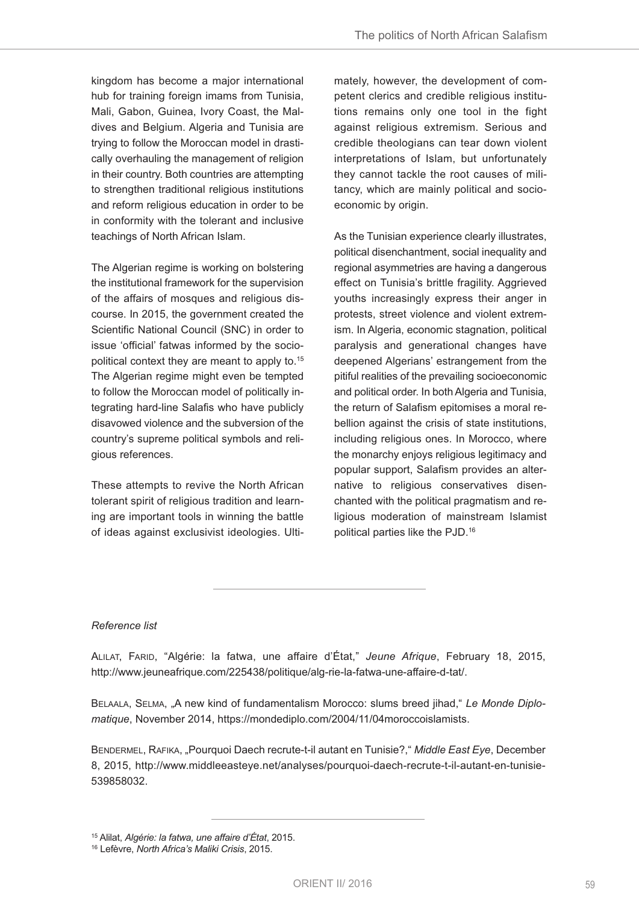kingdom has become a major international hub for training foreign imams from Tunisia, Mali, Gabon, Guinea, Ivory Coast, the Maldives and Belgium. Algeria and Tunisia are trying to follow the Moroccan model in drastically overhauling the management of religion in their country. Both countries are attempting to strengthen traditional religious institutions and reform religious education in order to be in conformity with the tolerant and inclusive teachings of North African Islam.

The Algerian regime is working on bolstering the institutional framework for the supervision of the affairs of mosques and religious discourse. In 2015, the government created the Scientific National Council (SNC) in order to issue 'official' fatwas informed by the sociopolitical context they are meant to apply to.[15] The Algerian regime might even be tempted to follow the Moroccan model of politically integrating hard-line Salafis who have publicly disavowed violence and the subversion of the country's supreme political symbols and religious references.

These attempts to revive the North African tolerant spirit of religious tradition and learning are important tools in winning the battle of ideas against exclusivist ideologies. Ultimately, however, the development of competent clerics and credible religious institutions remains only one tool in the fight against religious extremism. Serious and credible theologians can tear down violent interpretations of Islam, but unfortunately they cannot tackle the root causes of militancy, which are mainly political and socioeconomic by origin.

As the Tunisian experience clearly illustrates, political disenchantment, social inequality and regional asymmetries are having a dangerous effect on Tunisia's brittle fragility. Aggrieved youths increasingly express their anger in protests, street violence and violent extremism. In Algeria, economic stagnation, political paralysis and generational changes have deepened Algerians' estrangement from the pitiful realities of the prevailing socioeconomic and political order. In both Algeria and Tunisia, the return of Salafism epitomises a moral rebellion against the crisis of state institutions, including religious ones. In Morocco, where the monarchy enjoys religious legitimacy and popular support, Salafism provides an alternative to religious conservatives disenchanted with the political pragmatism and religious moderation of mainstream Islamist political parties like the PJD.[16]

---

*Reference list*

Alilat, Farid, "Algérie: la fatwa, une affaire d'État," *Jeune Afrique*, February 18, 2015, http://www.jeuneafrique.com/225438/politique/alg-rie-la-fatwa-une-affaire-d-tat/.

Belaala, Selma, „A new kind of fundamentalism Morocco: slums breed jihad," *Le Monde Diplomatique*, November 2014, https://mondediplo.com/2004/11/04moroccoislamists.

Bendermel, Rafika, „Pourquoi Daech recrute-t-il autant en Tunisie?," *Middle East Eye*, December 8, 2015, http://www.middleeasteye.net/analyses/pourquoi-daech-recrute-t-il-autant-en-tunisie-539858032.

---

[15] Alilat, *Algérie: la fatwa, une affaire d'État*, 2015.

[16] Lefèvre, *North Africa's Maliki Crisis*, 2015.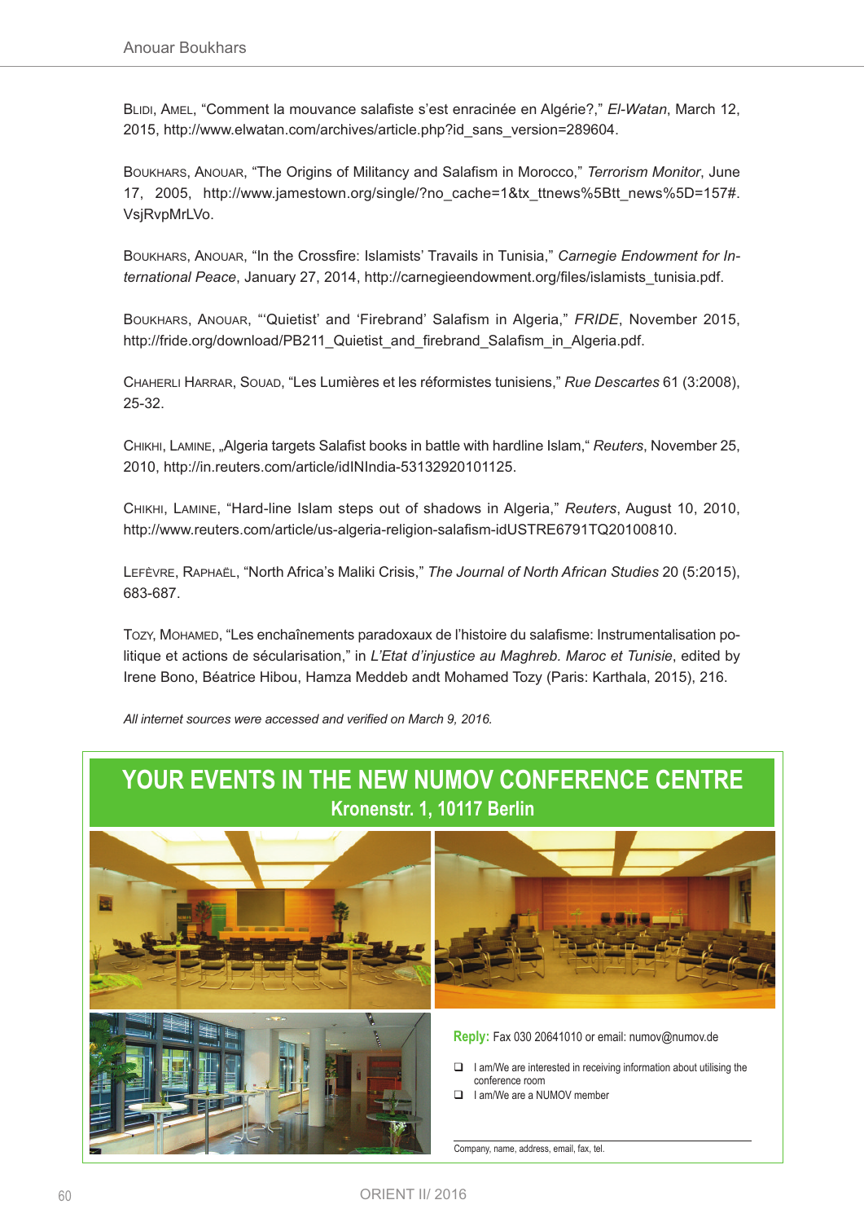Blidi, Amel, “Comment la mouvance salafiste s’est enracinée en Algérie?,” *El-Watan*, March 12, 2015, http://www.elwatan.com/archives/article.php?id_sans_version=289604.

Boukhars, Anouar, “The Origins of Militancy and Salafism in Morocco,” *Terrorism Monitor*, June 17, 2005, http://www.jamestown.org/single/?no_cache=1&tx_ttnews%5Btt_news%5D=157#.VsjRvpMrLVo.

Boukhars, Anouar, “In the Crossfire: Islamists’ Travails in Tunisia,” *Carnegie Endowment for International Peace*, January 27, 2014, http://carnegieendowment.org/files/islamists_tunisia.pdf.

Boukhars, Anouar, “‘Quietist’ and ‘Firebrand’ Salafism in Algeria,” *FRIDE*, November 2015, http://fride.org/download/PB211_Quietist_and_firebrand_Salafism_in_Algeria.pdf.

Chaherli Harrar, Souad, “Les Lumières et les réformistes tunisiens,” *Rue Descartes* 61 (3:2008), 25-32.

Chikhi, Lamine, „Algeria targets Salafist books in battle with hardline Islam,“ *Reuters*, November 25, 2010, http://in.reuters.com/article/idINIndia-53132920101125.

Chikhi, Lamine, “Hard-line Islam steps out of shadows in Algeria,” *Reuters*, August 10, 2010, http://www.reuters.com/article/us-algeria-religion-salafism-idUSTRE6791TQ20100810.

Lefèvre, Raphaël, “North Africa’s Maliki Crisis,” *The Journal of North African Studies* 20 (5:2015), 683-687.

Tozy, Mohamed, “Les enchaînements paradoxaux de l’histoire du salafisme: Instrumentalisation politique et actions de sécularisation,” in *L’Etat d’injustice au Maghreb. Maroc et Tunisie*, edited by Irene Bono, Béatrice Hibou, Hamza Meddeb andt Mohamed Tozy (Paris: Karthala, 2015), 216.

*All internet sources were accessed and verified on March 9, 2016.*

## YOUR EVENTS IN THE NEW NUMOV CONFERENCE CENTRE

**Kronenstr. 1, 10117 Berlin**

**Reply:** Fax 030 20641010 or email: numov@numov.de

- ❑ I am/We are interested in receiving information about utilising the conference room
- ❑ I am/We are a NUMOV member

Company, name, address, email, fax, tel.